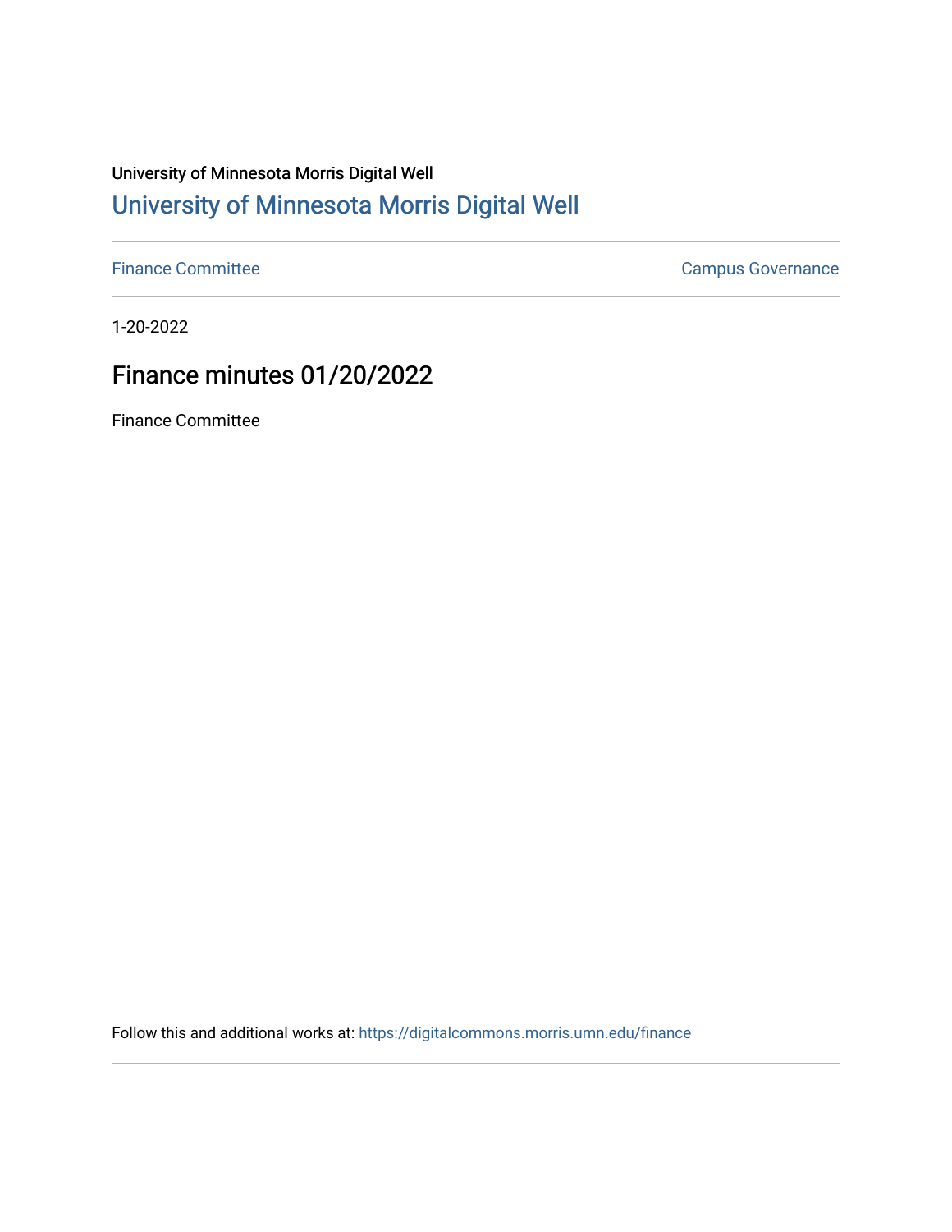University of Minnesota Morris Digital Well

[University of Minnesota Morris Digital Well](https://digitalcommons.morris.umn.edu)

---

[Finance Committee](https://digitalcommons.morris.umn.edu/finance) [Campus Governance](https://digitalcommons.morris.umn.edu/campgov)

---

1-20-2022

# Finance minutes 01/20/2022

Finance Committee

Follow this and additional works at: https://digitalcommons.morris.umn.edu/finance

---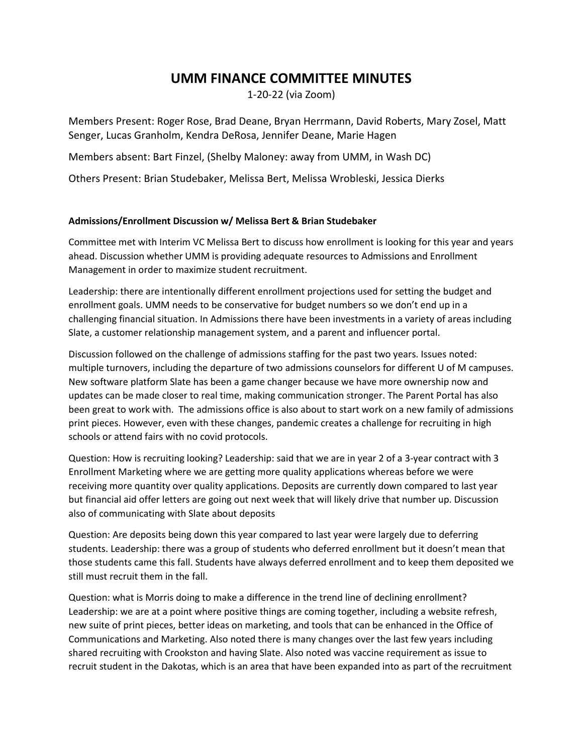# UMM FINANCE COMMITTEE MINUTES

1-20-22 (via Zoom)

Members Present: Roger Rose, Brad Deane, Bryan Herrmann, David Roberts, Mary Zosel, Matt Senger, Lucas Granholm, Kendra DeRosa, Jennifer Deane, Marie Hagen

Members absent: Bart Finzel, (Shelby Maloney: away from UMM, in Wash DC)

Others Present: Brian Studebaker, Melissa Bert, Melissa Wrobleski, Jessica Dierks

**Admissions/Enrollment Discussion w/ Melissa Bert & Brian Studebaker**

Committee met with Interim VC Melissa Bert to discuss how enrollment is looking for this year and years ahead. Discussion whether UMM is providing adequate resources to Admissions and Enrollment Management in order to maximize student recruitment.

Leadership: there are intentionally different enrollment projections used for setting the budget and enrollment goals. UMM needs to be conservative for budget numbers so we don't end up in a challenging financial situation. In Admissions there have been investments in a variety of areas including Slate, a customer relationship management system, and a parent and influencer portal.

Discussion followed on the challenge of admissions staffing for the past two years. Issues noted: multiple turnovers, including the departure of two admissions counselors for different U of M campuses. New software platform Slate has been a game changer because we have more ownership now and updates can be made closer to real time, making communication stronger. The Parent Portal has also been great to work with. The admissions office is also about to start work on a new family of admissions print pieces. However, even with these changes, pandemic creates a challenge for recruiting in high schools or attend fairs with no covid protocols.

Question: How is recruiting looking? Leadership: said that we are in year 2 of a 3-year contract with 3 Enrollment Marketing where we are getting more quality applications whereas before we were receiving more quantity over quality applications. Deposits are currently down compared to last year but financial aid offer letters are going out next week that will likely drive that number up. Discussion also of communicating with Slate about deposits

Question: Are deposits being down this year compared to last year were largely due to deferring students. Leadership: there was a group of students who deferred enrollment but it doesn't mean that those students came this fall. Students have always deferred enrollment and to keep them deposited we still must recruit them in the fall.

Question: what is Morris doing to make a difference in the trend line of declining enrollment? Leadership: we are at a point where positive things are coming together, including a website refresh, new suite of print pieces, better ideas on marketing, and tools that can be enhanced in the Office of Communications and Marketing. Also noted there is many changes over the last few years including shared recruiting with Crookston and having Slate. Also noted was vaccine requirement as issue to recruit student in the Dakotas, which is an area that have been expanded into as part of the recruitment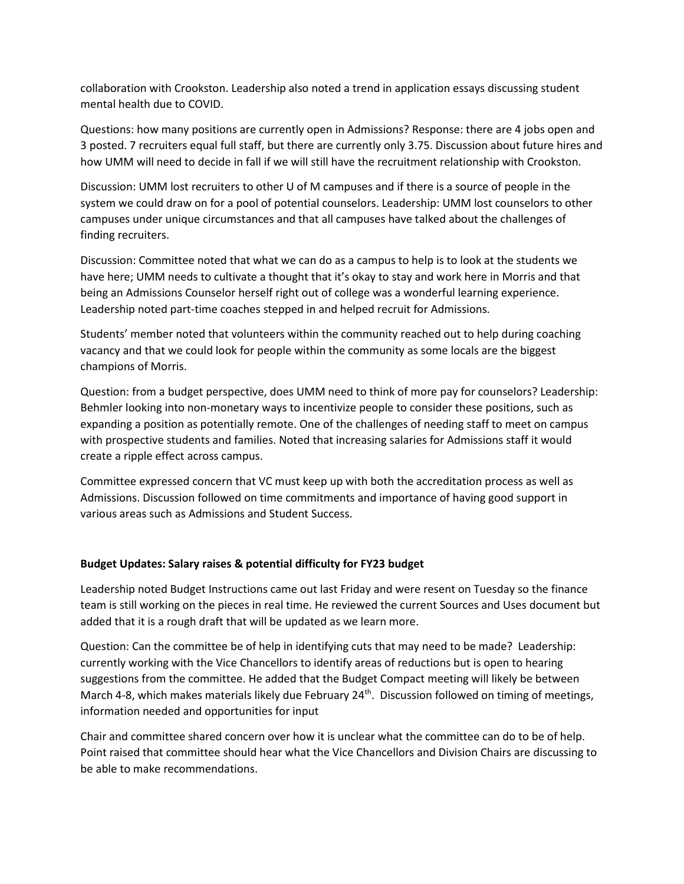collaboration with Crookston. Leadership also noted a trend in application essays discussing student mental health due to COVID.

Questions: how many positions are currently open in Admissions? Response: there are 4 jobs open and 3 posted. 7 recruiters equal full staff, but there are currently only 3.75. Discussion about future hires and how UMM will need to decide in fall if we will still have the recruitment relationship with Crookston.

Discussion: UMM lost recruiters to other U of M campuses and if there is a source of people in the system we could draw on for a pool of potential counselors. Leadership: UMM lost counselors to other campuses under unique circumstances and that all campuses have talked about the challenges of finding recruiters.

Discussion: Committee noted that what we can do as a campus to help is to look at the students we have here; UMM needs to cultivate a thought that it's okay to stay and work here in Morris and that being an Admissions Counselor herself right out of college was a wonderful learning experience. Leadership noted part-time coaches stepped in and helped recruit for Admissions.

Students' member noted that volunteers within the community reached out to help during coaching vacancy and that we could look for people within the community as some locals are the biggest champions of Morris.

Question: from a budget perspective, does UMM need to think of more pay for counselors? Leadership: Behmler looking into non-monetary ways to incentivize people to consider these positions, such as expanding a position as potentially remote. One of the challenges of needing staff to meet on campus with prospective students and families. Noted that increasing salaries for Admissions staff it would create a ripple effect across campus.

Committee expressed concern that VC must keep up with both the accreditation process as well as Admissions. Discussion followed on time commitments and importance of having good support in various areas such as Admissions and Student Success.

**Budget Updates: Salary raises & potential difficulty for FY23 budget**

Leadership noted Budget Instructions came out last Friday and were resent on Tuesday so the finance team is still working on the pieces in real time. He reviewed the current Sources and Uses document but added that it is a rough draft that will be updated as we learn more.

Question: Can the committee be of help in identifying cuts that may need to be made? Leadership: currently working with the Vice Chancellors to identify areas of reductions but is open to hearing suggestions from the committee. He added that the Budget Compact meeting will likely be between March 4-8, which makes materials likely due February 24th. Discussion followed on timing of meetings, information needed and opportunities for input

Chair and committee shared concern over how it is unclear what the committee can do to be of help. Point raised that committee should hear what the Vice Chancellors and Division Chairs are discussing to be able to make recommendations.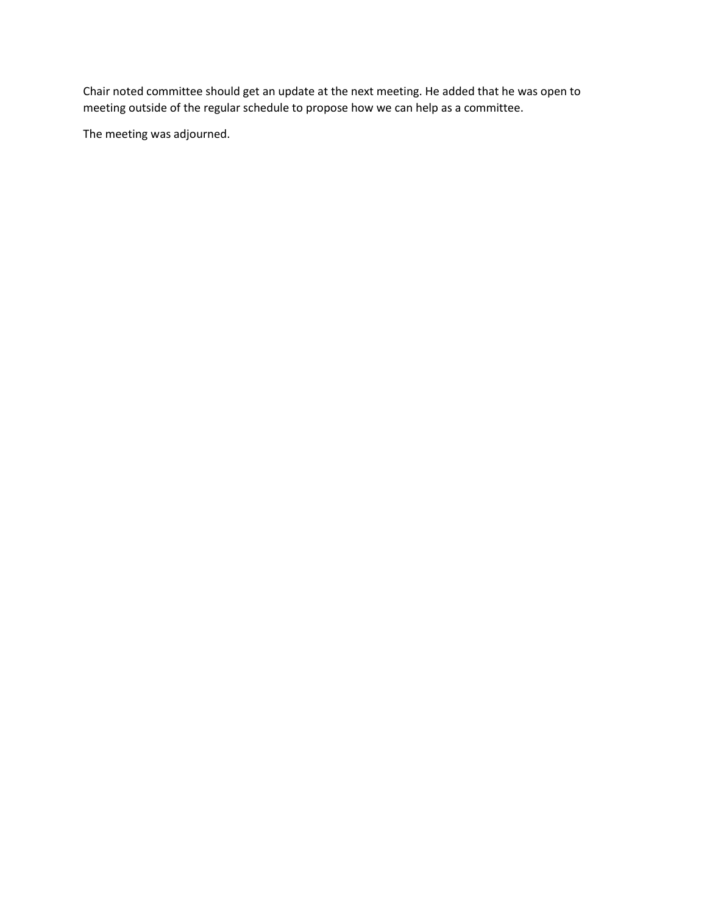Chair noted committee should get an update at the next meeting. He added that he was open to meeting outside of the regular schedule to propose how we can help as a committee.

The meeting was adjourned.